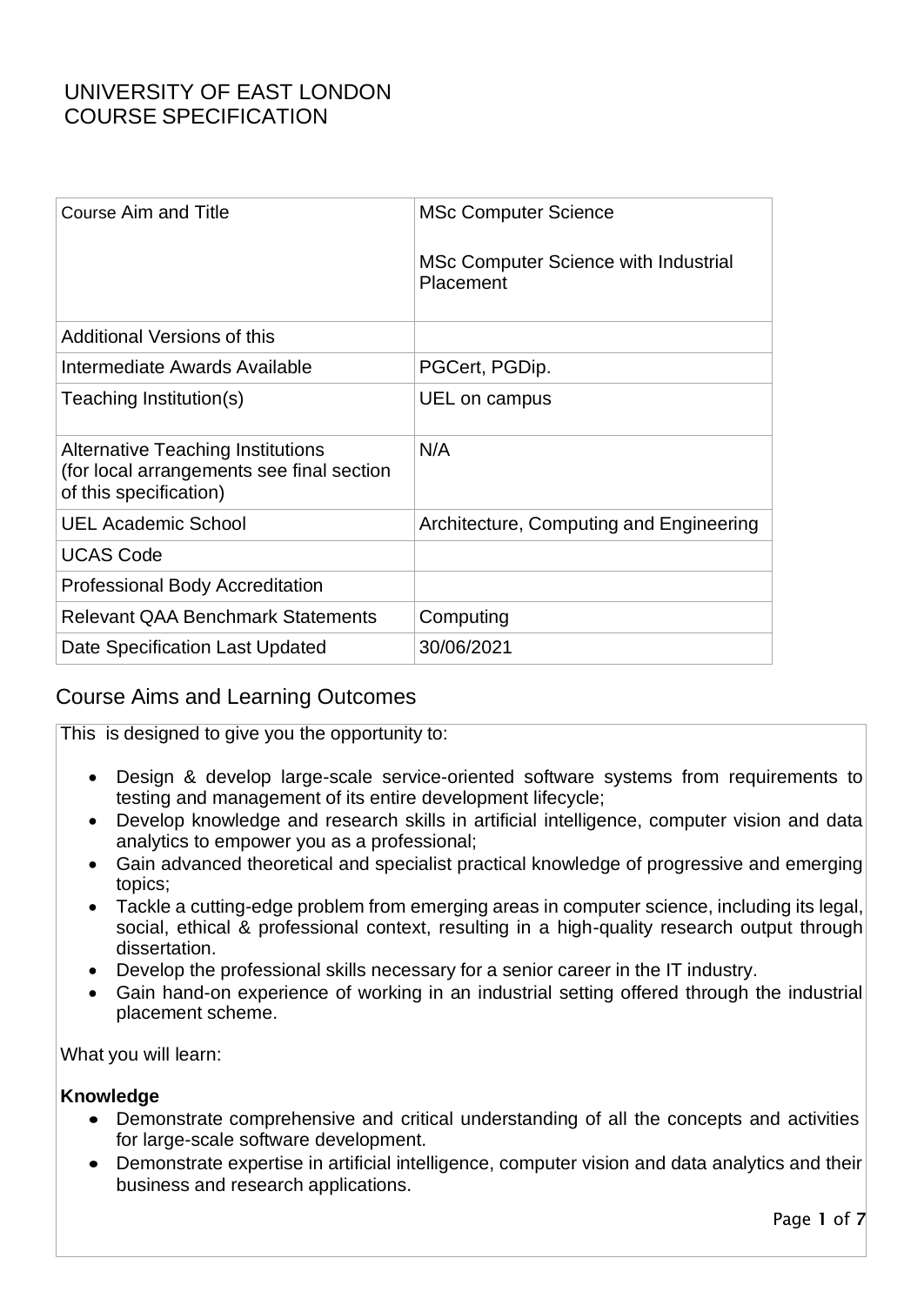# UNIVERSITY OF EAST LONDON
# COURSE SPECIFICATION

| Course Aim and Title | MSc Computer Science<br><br>MSc Computer Science with Industrial Placement |
|---|---|
| Additional Versions of this | |
| Intermediate Awards Available | PGCert, PGDip. |
| Teaching Institution(s) | UEL on campus |
| Alternative Teaching Institutions (for local arrangements see final section of this specification) | N/A |
| UEL Academic School | Architecture, Computing and Engineering |
| UCAS Code | |
| Professional Body Accreditation | |
| Relevant QAA Benchmark Statements | Computing |
| Date Specification Last Updated | 30/06/2021 |

## Course Aims and Learning Outcomes

This is designed to give you the opportunity to:

- Design & develop large-scale service-oriented software systems from requirements to testing and management of its entire development lifecycle;
- Develop knowledge and research skills in artificial intelligence, computer vision and data analytics to empower you as a professional;
- Gain advanced theoretical and specialist practical knowledge of progressive and emerging topics;
- Tackle a cutting-edge problem from emerging areas in computer science, including its legal, social, ethical & professional context, resulting in a high-quality research output through dissertation.
- Develop the professional skills necessary for a senior career in the IT industry.
- Gain hand-on experience of working in an industrial setting offered through the industrial placement scheme.

What you will learn:

**Knowledge**

- Demonstrate comprehensive and critical understanding of all the concepts and activities for large-scale software development.
- Demonstrate expertise in artificial intelligence, computer vision and data analytics and their business and research applications.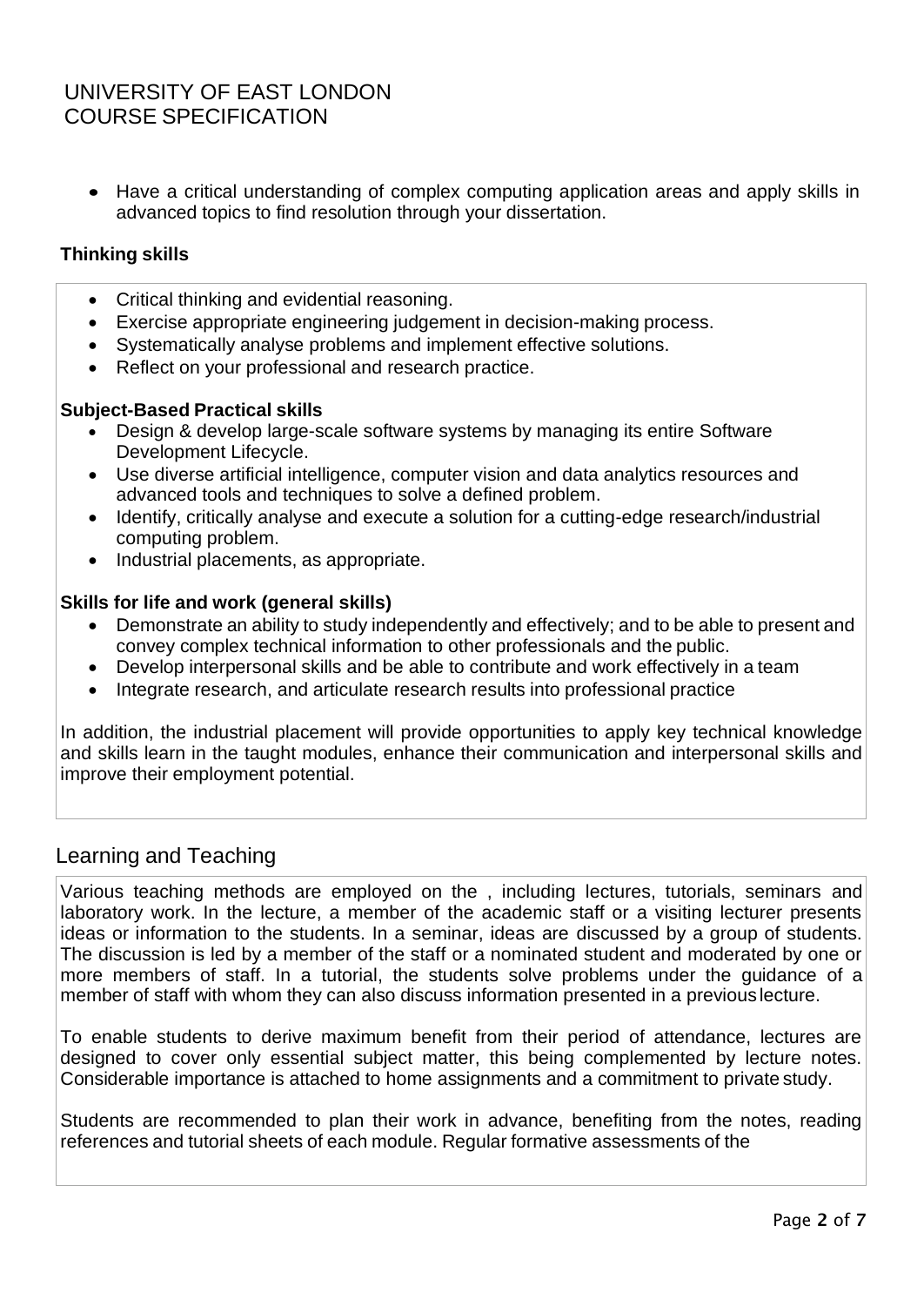- Have a critical understanding of complex computing application areas and apply skills in advanced topics to find resolution through your dissertation.

### Thinking skills

- Critical thinking and evidential reasoning.
- Exercise appropriate engineering judgement in decision-making process.
- Systematically analyse problems and implement effective solutions.
- Reflect on your professional and research practice.

### Subject-Based Practical skills

- Design & develop large-scale software systems by managing its entire Software Development Lifecycle.
- Use diverse artificial intelligence, computer vision and data analytics resources and advanced tools and techniques to solve a defined problem.
- Identify, critically analyse and execute a solution for a cutting-edge research/industrial computing problem.
- Industrial placements, as appropriate.

### Skills for life and work (general skills)

- Demonstrate an ability to study independently and effectively; and to be able to present and convey complex technical information to other professionals and the public.
- Develop interpersonal skills and be able to contribute and work effectively in a team
- Integrate research, and articulate research results into professional practice

In addition, the industrial placement will provide opportunities to apply key technical knowledge and skills learn in the taught modules, enhance their communication and interpersonal skills and improve their employment potential.

## Learning and Teaching

Various teaching methods are employed on the , including lectures, tutorials, seminars and laboratory work. In the lecture, a member of the academic staff or a visiting lecturer presents ideas or information to the students. In a seminar, ideas are discussed by a group of students. The discussion is led by a member of the staff or a nominated student and moderated by one or more members of staff. In a tutorial, the students solve problems under the guidance of a member of staff with whom they can also discuss information presented in a previous lecture.

To enable students to derive maximum benefit from their period of attendance, lectures are designed to cover only essential subject matter, this being complemented by lecture notes. Considerable importance is attached to home assignments and a commitment to private study.

Students are recommended to plan their work in advance, benefiting from the notes, reading references and tutorial sheets of each module. Regular formative assessments of the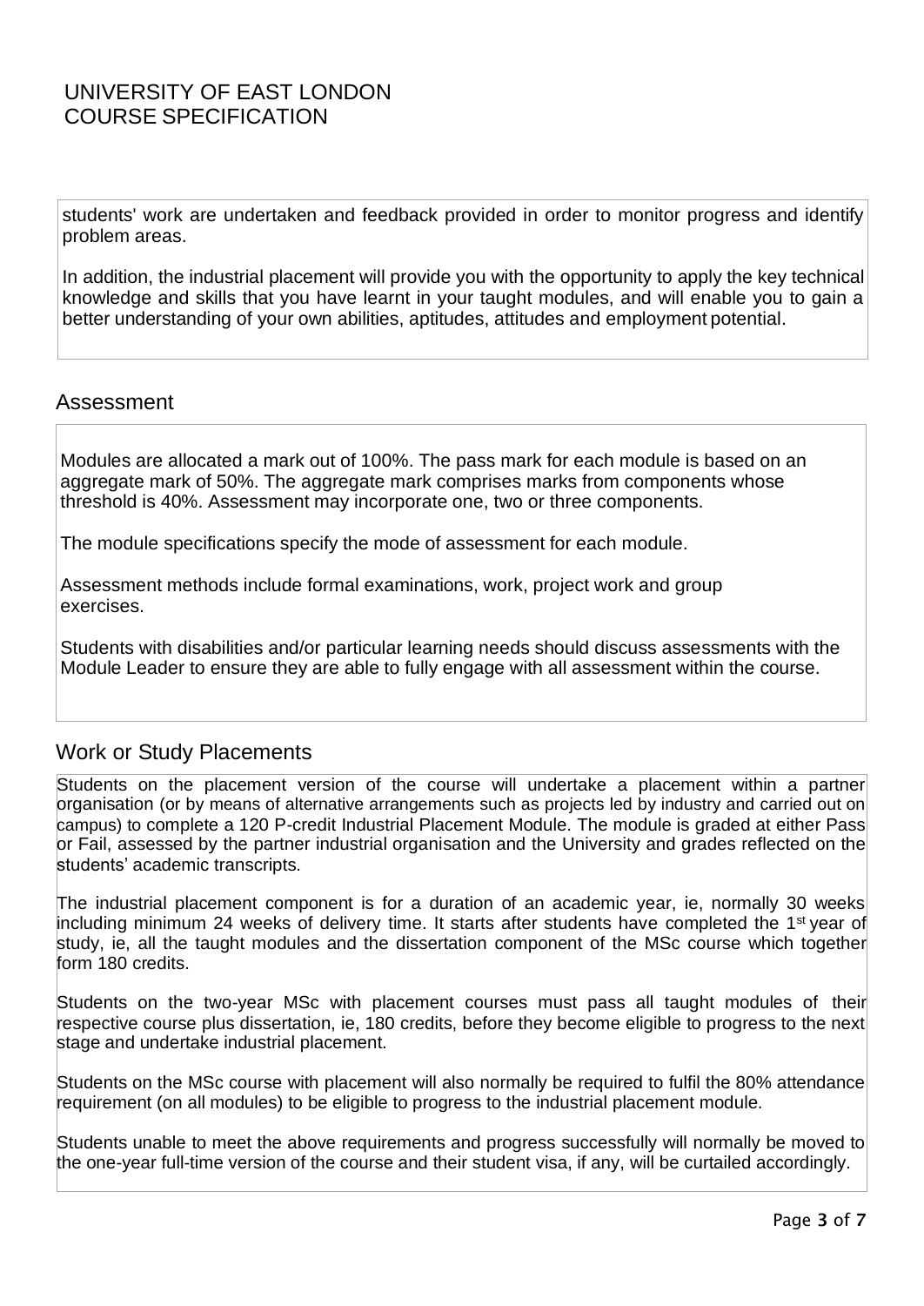students' work are undertaken and feedback provided in order to monitor progress and identify problem areas.

In addition, the industrial placement will provide you with the opportunity to apply the key technical knowledge and skills that you have learnt in your taught modules, and will enable you to gain a better understanding of your own abilities, aptitudes, attitudes and employment potential.

## Assessment

Modules are allocated a mark out of 100%. The pass mark for each module is based on an aggregate mark of 50%. The aggregate mark comprises marks from components whose threshold is 40%. Assessment may incorporate one, two or three components.

The module specifications specify the mode of assessment for each module.

Assessment methods include formal examinations, work, project work and group exercises.

Students with disabilities and/or particular learning needs should discuss assessments with the Module Leader to ensure they are able to fully engage with all assessment within the course.

## Work or Study Placements

Students on the placement version of the course will undertake a placement within a partner organisation (or by means of alternative arrangements such as projects led by industry and carried out on campus) to complete a 120 P-credit Industrial Placement Module. The module is graded at either Pass or Fail, assessed by the partner industrial organisation and the University and grades reflected on the students' academic transcripts.

The industrial placement component is for a duration of an academic year, ie, normally 30 weeks including minimum 24 weeks of delivery time. It starts after students have completed the 1st year of study, ie, all the taught modules and the dissertation component of the MSc course which together form 180 credits.

Students on the two-year MSc with placement courses must pass all taught modules of their respective course plus dissertation, ie, 180 credits, before they become eligible to progress to the next stage and undertake industrial placement.

Students on the MSc course with placement will also normally be required to fulfil the 80% attendance requirement (on all modules) to be eligible to progress to the industrial placement module.

Students unable to meet the above requirements and progress successfully will normally be moved to the one-year full-time version of the course and their student visa, if any, will be curtailed accordingly.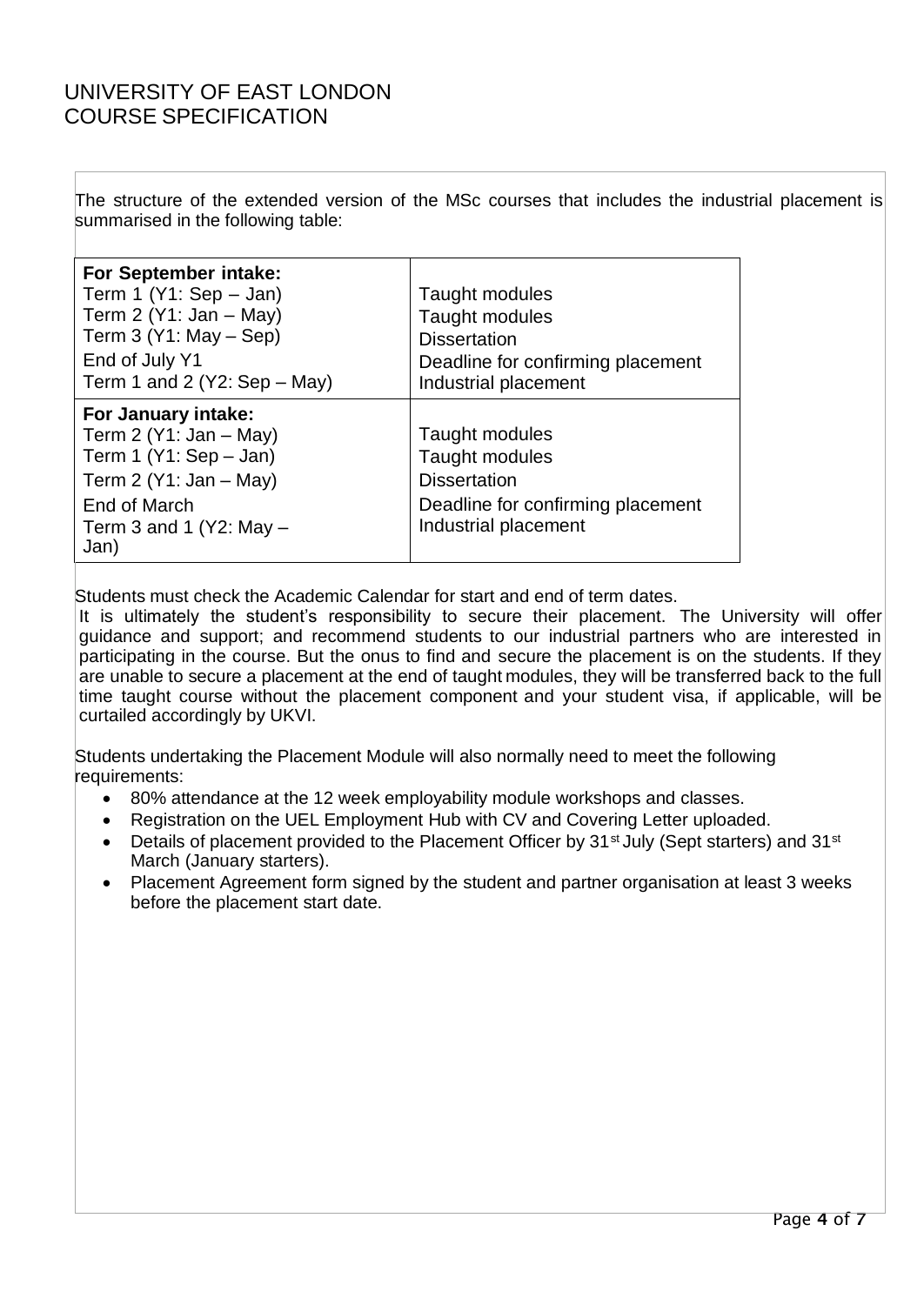UNIVERSITY OF EAST LONDON
COURSE SPECIFICATION

The structure of the extended version of the MSc courses that includes the industrial placement is summarised in the following table:

| | |
|---|---|
| **For September intake:** | |
| Term 1 (Y1: Sep – Jan) | Taught modules |
| Term 2 (Y1: Jan – May) | Taught modules |
| Term 3 (Y1: May – Sep) | Dissertation |
| End of July Y1 | Deadline for confirming placement |
| Term 1 and 2 (Y2: Sep – May) | Industrial placement |
| **For January intake:** | |
| Term 2 (Y1: Jan – May) | Taught modules |
| Term 1 (Y1: Sep – Jan) | Taught modules |
| Term 2 (Y1: Jan – May) | Dissertation |
| End of March | Deadline for confirming placement |
| Term 3 and 1 (Y2: May – Jan) | Industrial placement |

Students must check the Academic Calendar for start and end of term dates.
It is ultimately the student's responsibility to secure their placement. The University will offer guidance and support; and recommend students to our industrial partners who are interested in participating in the course. But the onus to find and secure the placement is on the students. If they are unable to secure a placement at the end of taught modules, they will be transferred back to the full time taught course without the placement component and your student visa, if applicable, will be curtailed accordingly by UKVI.

Students undertaking the Placement Module will also normally need to meet the following requirements:

- 80% attendance at the 12 week employability module workshops and classes.
- Registration on the UEL Employment Hub with CV and Covering Letter uploaded.
- Details of placement provided to the Placement Officer by 31st July (Sept starters) and 31st March (January starters).
- Placement Agreement form signed by the student and partner organisation at least 3 weeks before the placement start date.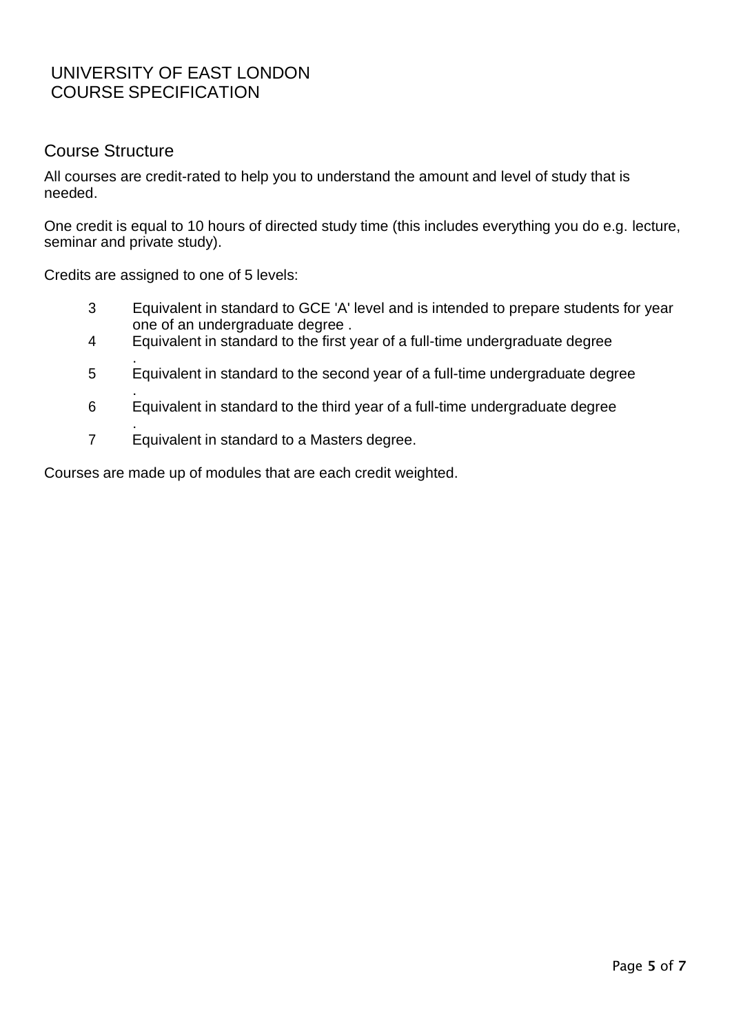UNIVERSITY OF EAST LONDON
COURSE SPECIFICATION

## Course Structure

All courses are credit-rated to help you to understand the amount and level of study that is needed.

One credit is equal to 10 hours of directed study time (this includes everything you do e.g. lecture, seminar and private study).

Credits are assigned to one of 5 levels:

| | |
|---|---|
| 3 | Equivalent in standard to GCE 'A' level and is intended to prepare students for year one of an undergraduate degree . |
| 4 | Equivalent in standard to the first year of a full-time undergraduate degree . |
| 5 | Equivalent in standard to the second year of a full-time undergraduate degree . |
| 6 | Equivalent in standard to the third year of a full-time undergraduate degree . |
| 7 | Equivalent in standard to a Masters degree. |

Courses are made up of modules that are each credit weighted.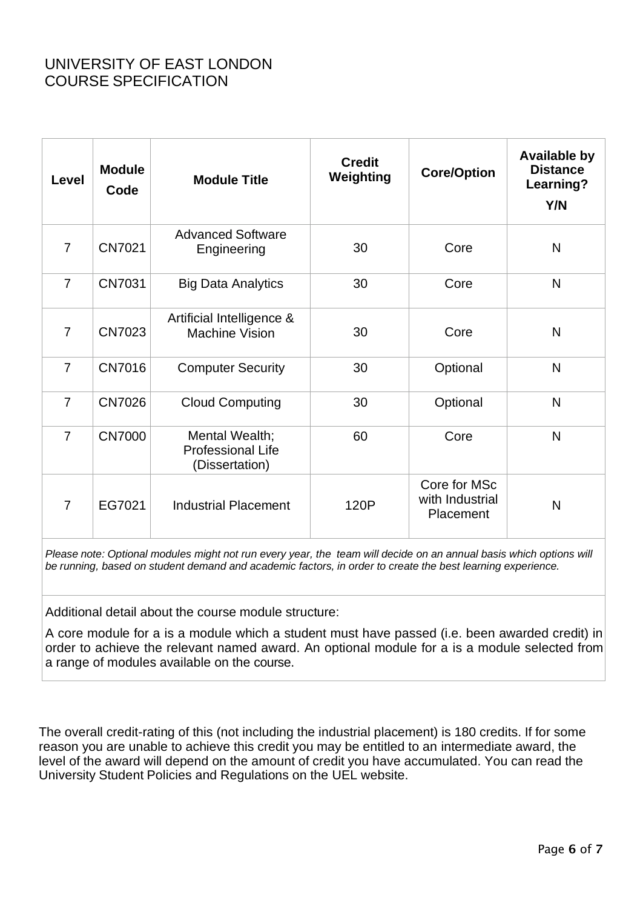UNIVERSITY OF EAST LONDON
COURSE SPECIFICATION

| Level | Module Code | Module Title | Credit Weighting | Core/Option | Available by Distance Learning? Y/N |
|---|---|---|---|---|---|
| 7 | CN7021 | Advanced Software Engineering | 30 | Core | N |
| 7 | CN7031 | Big Data Analytics | 30 | Core | N |
| 7 | CN7023 | Artificial Intelligence & Machine Vision | 30 | Core | N |
| 7 | CN7016 | Computer Security | 30 | Optional | N |
| 7 | CN7026 | Cloud Computing | 30 | Optional | N |
| 7 | CN7000 | Mental Wealth; Professional Life (Dissertation) | 60 | Core | N |
| 7 | EG7021 | Industrial Placement | 120P | Core for MSc with Industrial Placement | N |

*Please note: Optional modules might not run every year, the team will decide on an annual basis which options will be running, based on student demand and academic factors, in order to create the best learning experience.*

Additional detail about the course module structure:

A core module for a is a module which a student must have passed (i.e. been awarded credit) in order to achieve the relevant named award. An optional module for a is a module selected from a range of modules available on the course.

The overall credit-rating of this (not including the industrial placement) is 180 credits. If for some reason you are unable to achieve this credit you may be entitled to an intermediate award, the level of the award will depend on the amount of credit you have accumulated. You can read the University Student Policies and Regulations on the UEL website.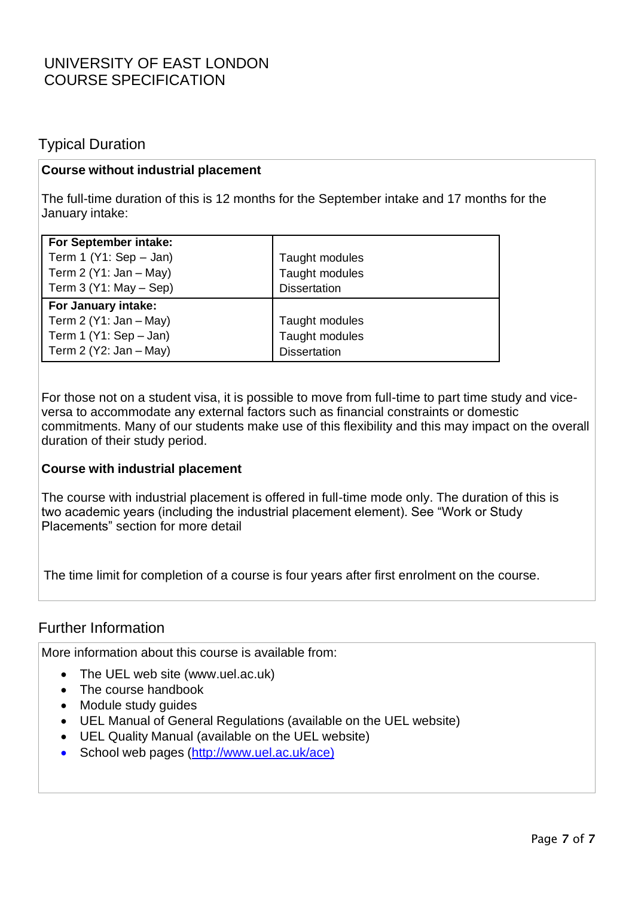# UNIVERSITY OF EAST LONDON
# COURSE SPECIFICATION

## Typical Duration

**Course without industrial placement**

The full-time duration of this is 12 months for the September intake and 17 months for the January intake:

| **For September intake:** | |
|---|---|
| Term 1 (Y1: Sep – Jan) | Taught modules |
| Term 2 (Y1: Jan – May) | Taught modules |
| Term 3 (Y1: May – Sep) | Dissertation |
| **For January intake:** | |
| Term 2 (Y1: Jan – May) | Taught modules |
| Term 1 (Y1: Sep – Jan) | Taught modules |
| Term 2 (Y2: Jan – May) | Dissertation |

For those not on a student visa, it is possible to move from full-time to part time study and vice-versa to accommodate any external factors such as financial constraints or domestic commitments. Many of our students make use of this flexibility and this may impact on the overall duration of their study period.

**Course with industrial placement**

The course with industrial placement is offered in full-time mode only. The duration of this is two academic years (including the industrial placement element). See "Work or Study Placements" section for more detail

The time limit for completion of a course is four years after first enrolment on the course.

## Further Information

More information about this course is available from:

- The UEL web site (www.uel.ac.uk)
- The course handbook
- Module study guides
- UEL Manual of General Regulations (available on the UEL website)
- UEL Quality Manual (available on the UEL website)
- School web pages (http://www.uel.ac.uk/ace)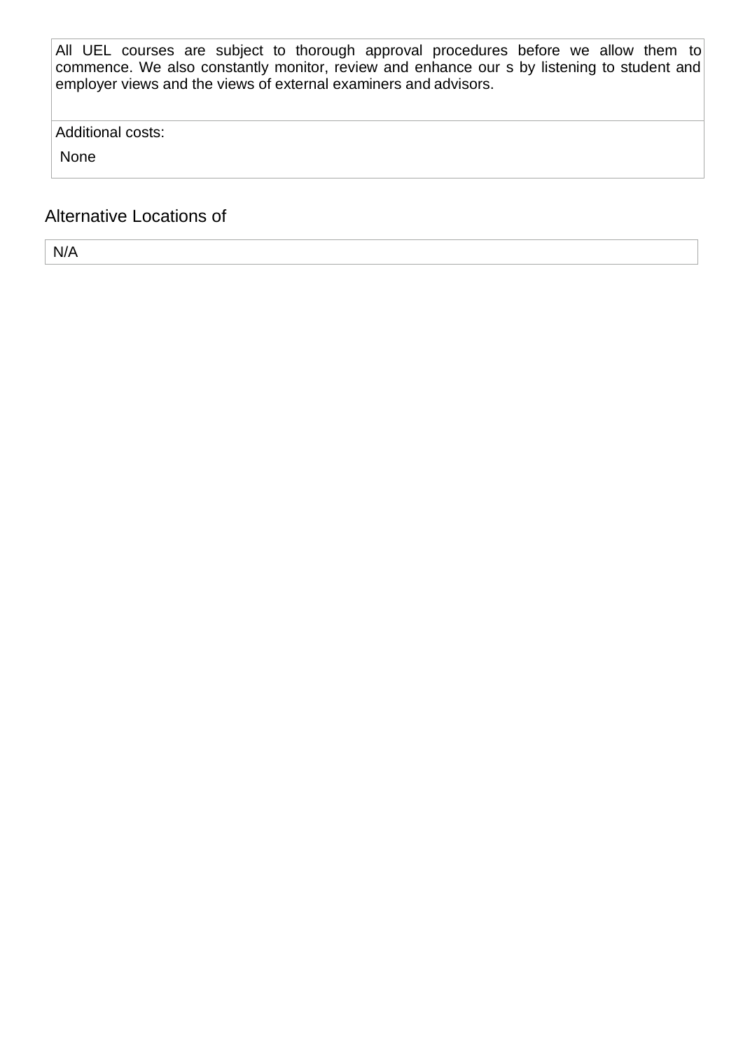All UEL courses are subject to thorough approval procedures before we allow them to commence. We also constantly monitor, review and enhance our s by listening to student and employer views and the views of external examiners and advisors.

Additional costs:

None

## Alternative Locations of

N/A